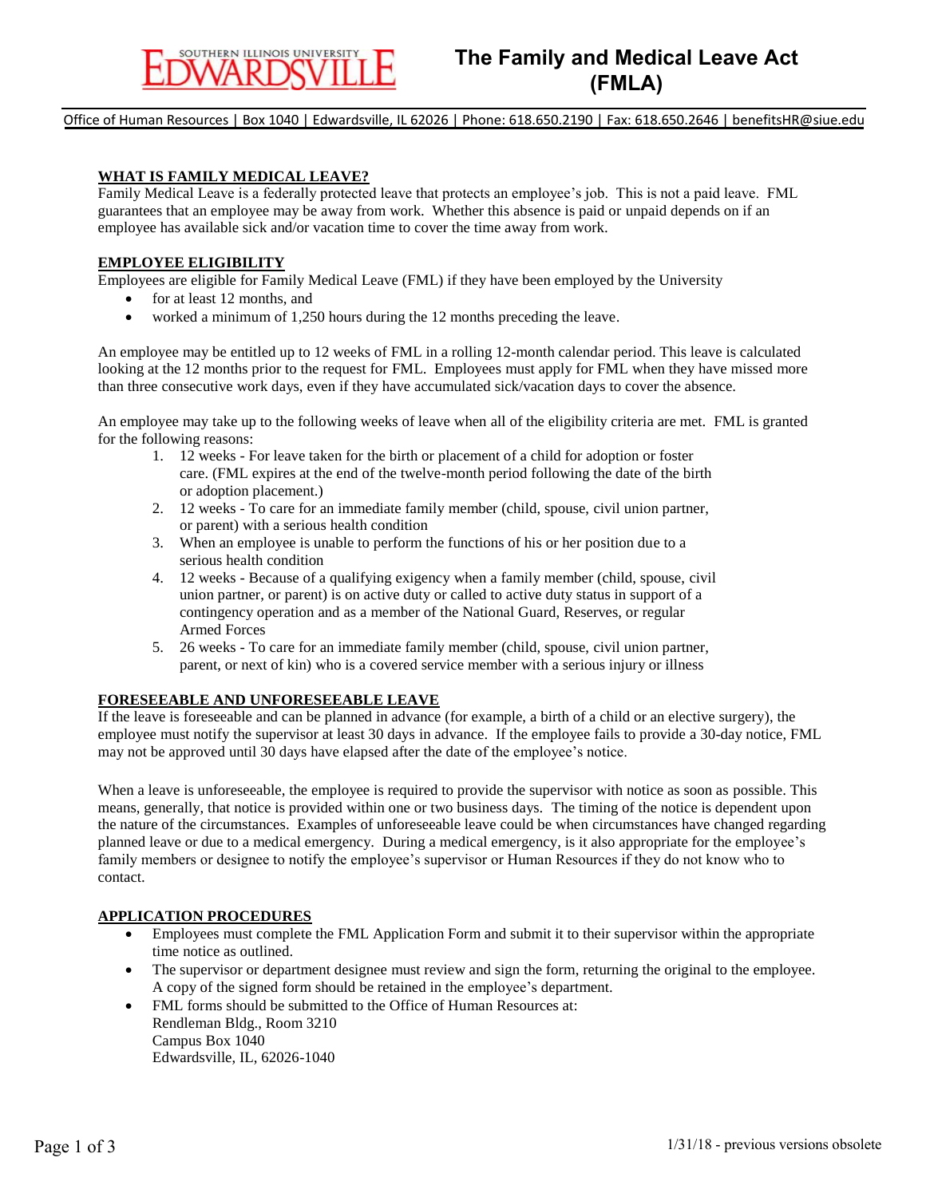# The Family and Medical Leave Act (FMLA)

Office of Human Resources | Box 1040 | Edwardsville, IL 62026 | Phone: 618.650.2190 | Fax: 618.650.2646 | benefitsHR@siue.edu

## WHAT IS FAMILY MEDICAL LEAVE?

Family Medical Leave is a federally protected leave that protects an employee's job. This is not a paid leave. FML guarantees that an employee may be away from work. Whether this absence is paid or unpaid depends on if an employee has available sick and/or vacation time to cover the time away from work.

## EMPLOYEE ELIGIBILITY

Employees are eligible for Family Medical Leave (FML) if they have been employed by the University

- for at least 12 months, and
- worked a minimum of 1,250 hours during the 12 months preceding the leave.

An employee may be entitled up to 12 weeks of FML in a rolling 12-month calendar period. This leave is calculated looking at the 12 months prior to the request for FML. Employees must apply for FML when they have missed more than three consecutive work days, even if they have accumulated sick/vacation days to cover the absence.

An employee may take up to the following weeks of leave when all of the eligibility criteria are met. FML is granted for the following reasons:

1. 12 weeks - For leave taken for the birth or placement of a child for adoption or foster care. (FML expires at the end of the twelve-month period following the date of the birth or adoption placement.)
2. 12 weeks - To care for an immediate family member (child, spouse, civil union partner, or parent) with a serious health condition
3. When an employee is unable to perform the functions of his or her position due to a serious health condition
4. 12 weeks - Because of a qualifying exigency when a family member (child, spouse, civil union partner, or parent) is on active duty or called to active duty status in support of a contingency operation and as a member of the National Guard, Reserves, or regular Armed Forces
5. 26 weeks - To care for an immediate family member (child, spouse, civil union partner, parent, or next of kin) who is a covered service member with a serious injury or illness

## FORESEEABLE AND UNFORESEEABLE LEAVE

If the leave is foreseeable and can be planned in advance (for example, a birth of a child or an elective surgery), the employee must notify the supervisor at least 30 days in advance. If the employee fails to provide a 30-day notice, FML may not be approved until 30 days have elapsed after the date of the employee's notice.

When a leave is unforeseeable, the employee is required to provide the supervisor with notice as soon as possible. This means, generally, that notice is provided within one or two business days. The timing of the notice is dependent upon the nature of the circumstances. Examples of unforeseeable leave could be when circumstances have changed regarding planned leave or due to a medical emergency. During a medical emergency, is it also appropriate for the employee's family members or designee to notify the employee's supervisor or Human Resources if they do not know who to contact.

## APPLICATION PROCEDURES

- Employees must complete the FML Application Form and submit it to their supervisor within the appropriate time notice as outlined.
- The supervisor or department designee must review and sign the form, returning the original to the employee. A copy of the signed form should be retained in the employee's department.
- FML forms should be submitted to the Office of Human Resources at:
  Rendleman Bldg., Room 3210
  Campus Box 1040
  Edwardsville, IL, 62026-1040

1/31/18 - previous versions obsolete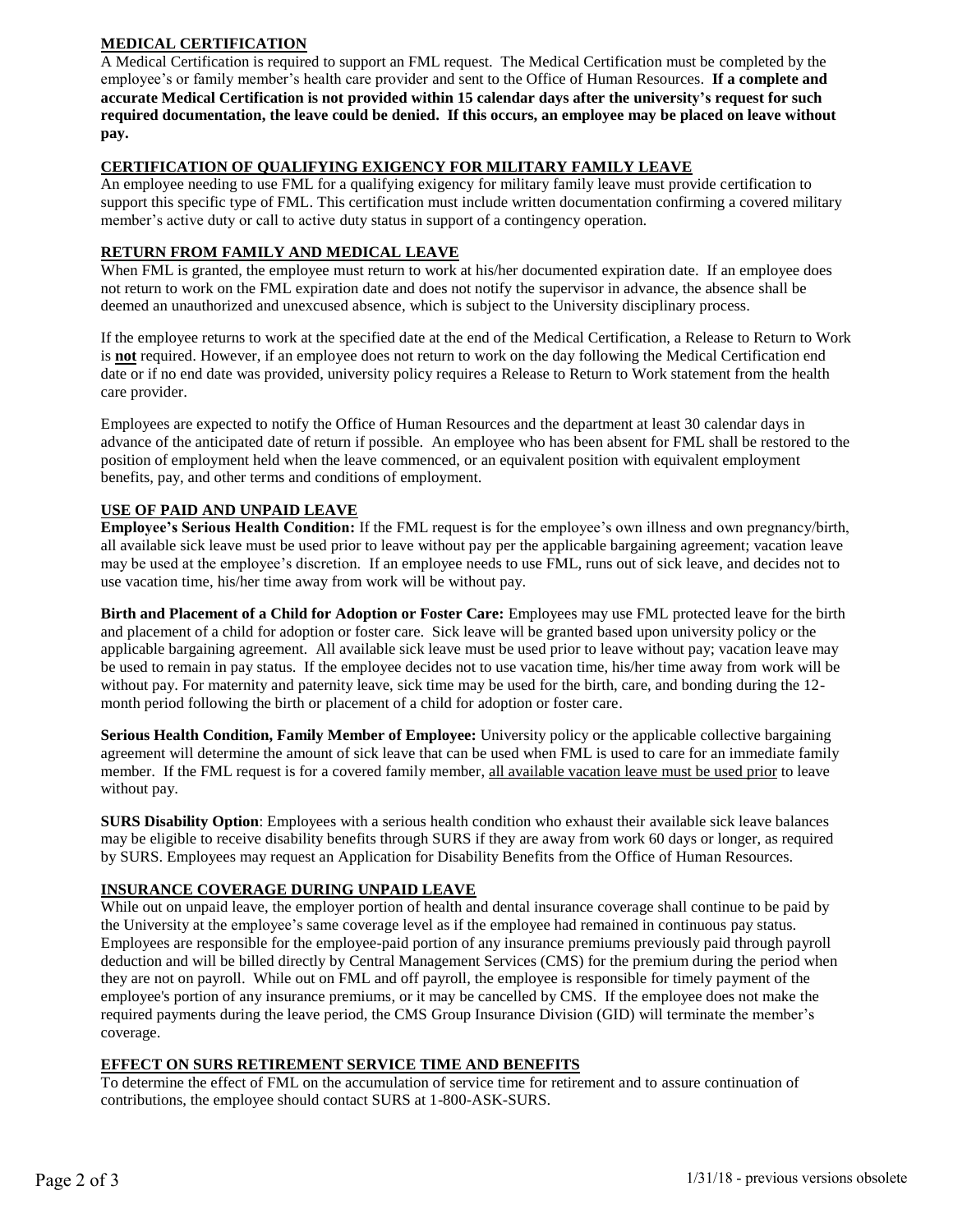## MEDICAL CERTIFICATION

A Medical Certification is required to support an FML request. The Medical Certification must be completed by the employee's or family member's health care provider and sent to the Office of Human Resources. **If a complete and accurate Medical Certification is not provided within 15 calendar days after the university's request for such required documentation, the leave could be denied. If this occurs, an employee may be placed on leave without pay.**

## CERTIFICATION OF QUALIFYING EXIGENCY FOR MILITARY FAMILY LEAVE

An employee needing to use FML for a qualifying exigency for military family leave must provide certification to support this specific type of FML. This certification must include written documentation confirming a covered military member's active duty or call to active duty status in support of a contingency operation.

## RETURN FROM FAMILY AND MEDICAL LEAVE

When FML is granted, the employee must return to work at his/her documented expiration date. If an employee does not return to work on the FML expiration date and does not notify the supervisor in advance, the absence shall be deemed an unauthorized and unexcused absence, which is subject to the University disciplinary process.

If the employee returns to work at the specified date at the end of the Medical Certification, a Release to Return to Work is **not** required. However, if an employee does not return to work on the day following the Medical Certification end date or if no end date was provided, university policy requires a Release to Return to Work statement from the health care provider.

Employees are expected to notify the Office of Human Resources and the department at least 30 calendar days in advance of the anticipated date of return if possible. An employee who has been absent for FML shall be restored to the position of employment held when the leave commenced, or an equivalent position with equivalent employment benefits, pay, and other terms and conditions of employment.

## USE OF PAID AND UNPAID LEAVE

**Employee's Serious Health Condition:** If the FML request is for the employee's own illness and own pregnancy/birth, all available sick leave must be used prior to leave without pay per the applicable bargaining agreement; vacation leave may be used at the employee's discretion. If an employee needs to use FML, runs out of sick leave, and decides not to use vacation time, his/her time away from work will be without pay.

**Birth and Placement of a Child for Adoption or Foster Care:** Employees may use FML protected leave for the birth and placement of a child for adoption or foster care. Sick leave will be granted based upon university policy or the applicable bargaining agreement. All available sick leave must be used prior to leave without pay; vacation leave may be used to remain in pay status. If the employee decides not to use vacation time, his/her time away from work will be without pay. For maternity and paternity leave, sick time may be used for the birth, care, and bonding during the 12-month period following the birth or placement of a child for adoption or foster care.

**Serious Health Condition, Family Member of Employee:** University policy or the applicable collective bargaining agreement will determine the amount of sick leave that can be used when FML is used to care for an immediate family member. If the FML request is for a covered family member, all available vacation leave must be used prior to leave without pay.

**SURS Disability Option**: Employees with a serious health condition who exhaust their available sick leave balances may be eligible to receive disability benefits through SURS if they are away from work 60 days or longer, as required by SURS. Employees may request an Application for Disability Benefits from the Office of Human Resources.

## INSURANCE COVERAGE DURING UNPAID LEAVE

While out on unpaid leave, the employer portion of health and dental insurance coverage shall continue to be paid by the University at the employee's same coverage level as if the employee had remained in continuous pay status. Employees are responsible for the employee-paid portion of any insurance premiums previously paid through payroll deduction and will be billed directly by Central Management Services (CMS) for the premium during the period when they are not on payroll. While out on FML and off payroll, the employee is responsible for timely payment of the employee's portion of any insurance premiums, or it may be cancelled by CMS. If the employee does not make the required payments during the leave period, the CMS Group Insurance Division (GID) will terminate the member's coverage.

## EFFECT ON SURS RETIREMENT SERVICE TIME AND BENEFITS

To determine the effect of FML on the accumulation of service time for retirement and to assure continuation of contributions, the employee should contact SURS at 1-800-ASK-SURS.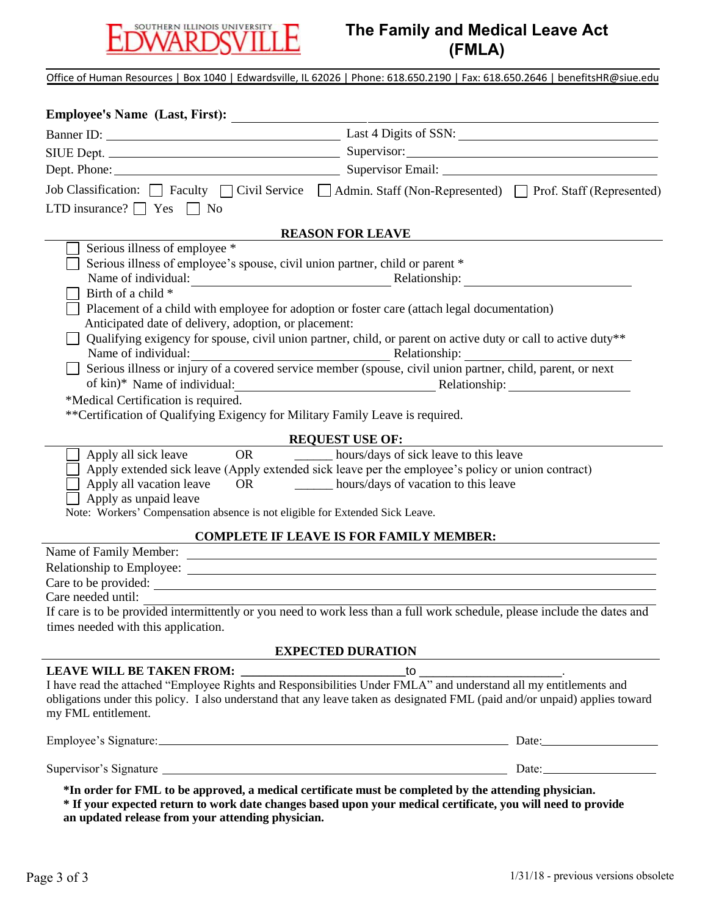SOUTHERN ILLINOIS UNIVERSITY EDWARDSVILLE

# The Family and Medical Leave Act (FMLA)

Office of Human Resources | Box 1040 | Edwardsville, IL 62026 | Phone: 618.650.2190 | Fax: 618.650.2646 | benefitsHR@siue.edu

**Employee's Name (Last, First):** ______________________________

Banner ID: ______________________ Last 4 Digits of SSN: ______________________

SIUE Dept. ______________________ Supervisor: ______________________

Dept. Phone: ______________________ Supervisor Email: ______________________

Job Classification: ☐ Faculty ☐ Civil Service ☐ Admin. Staff (Non-Represented) ☐ Prof. Staff (Represented)

LTD insurance? ☐ Yes ☐ No

## REASON FOR LEAVE

☐ Serious illness of employee *

☐ Serious illness of employee's spouse, civil union partner, child or parent *
Name of individual: ______________________ Relationship: ______________________

☐ Birth of a child *

☐ Placement of a child with employee for adoption or foster care (attach legal documentation)
Anticipated date of delivery, adoption, or placement:

☐ Qualifying exigency for spouse, civil union partner, child, or parent on active duty or call to active duty**
Name of individual: ______________________ Relationship: ______________________

☐ Serious illness or injury of a covered service member (spouse, civil union partner, child, parent, or next of kin)* Name of individual: ______________________ Relationship: ______________________

*Medical Certification is required.

**Certification of Qualifying Exigency for Military Family Leave is required.

## REQUEST USE OF:

☐ Apply all sick leave OR ______ hours/days of sick leave to this leave

☐ Apply extended sick leave (Apply extended sick leave per the employee's policy or union contract)

☐ Apply all vacation leave OR ______ hours/days of vacation to this leave

☐ Apply as unpaid leave

Note: Workers' Compensation absence is not eligible for Extended Sick Leave.

## COMPLETE IF LEAVE IS FOR FAMILY MEMBER:

Name of Family Member: ______________________

Relationship to Employee: ______________________

Care to be provided: ______________________

Care needed until: ______________________

If care is to be provided intermittently or you need to work less than a full work schedule, please include the dates and times needed with this application.

## EXPECTED DURATION

**LEAVE WILL BE TAKEN FROM:** ______________________ to ______________________.

I have read the attached "Employee Rights and Responsibilities Under FMLA" and understand all my entitlements and obligations under this policy. I also understand that any leave taken as designated FML (paid and/or unpaid) applies toward my FML entitlement.

Employee's Signature: ______________________ Date: ______________

Supervisor's Signature ______________________ Date: ______________

**\*In order for FML to be approved, a medical certificate must be completed by the attending physician.**

**\* If your expected return to work date changes based upon your medical certificate, you will need to provide an updated release from your attending physician.**

1/31/18 - previous versions obsolete